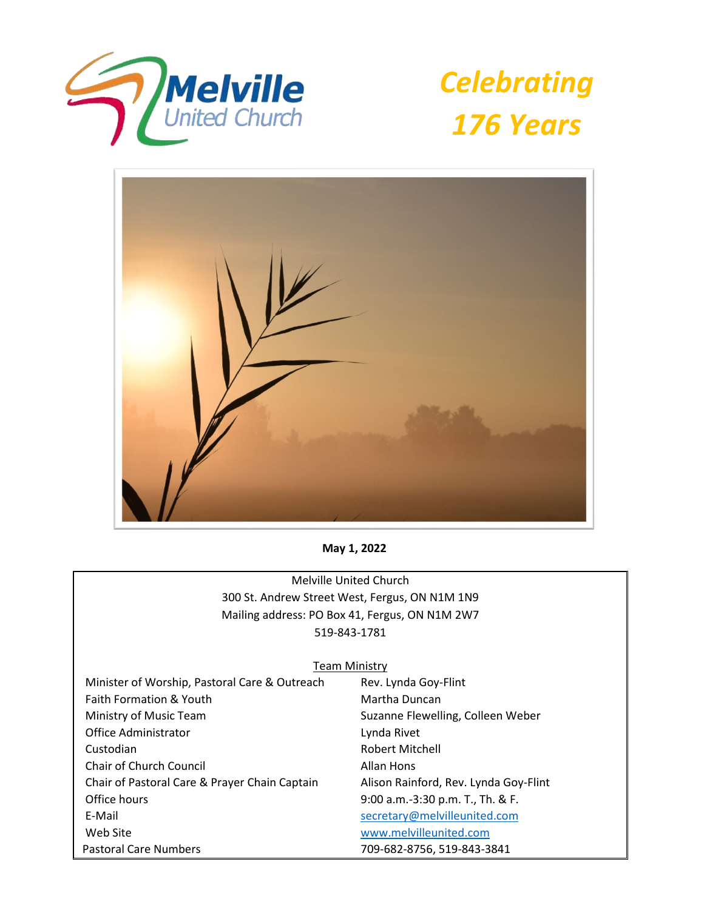# Melville United Church

# *Celebrating 176 Years*

**May 1, 2022**

Melville United Church
300 St. Andrew Street West, Fergus, ON N1M 1N9
Mailing address: PO Box 41, Fergus, ON N1M 2W7
519-843-1781

Team Ministry

| | |
|---|---|
| Minister of Worship, Pastoral Care & Outreach | Rev. Lynda Goy-Flint |
| Faith Formation & Youth | Martha Duncan |
| Ministry of Music Team | Suzanne Flewelling, Colleen Weber |
| Office Administrator | Lynda Rivet |
| Custodian | Robert Mitchell |
| Chair of Church Council | Allan Hons |
| Chair of Pastoral Care & Prayer Chain Captain | Alison Rainford, Rev. Lynda Goy-Flint |
| Office hours | 9:00 a.m.-3:30 p.m. T., Th. & F. |
| E-Mail | secretary@melvilleunited.com |
| Web Site | www.melvilleunited.com |
| Pastoral Care Numbers | 709-682-8756, 519-843-3841 |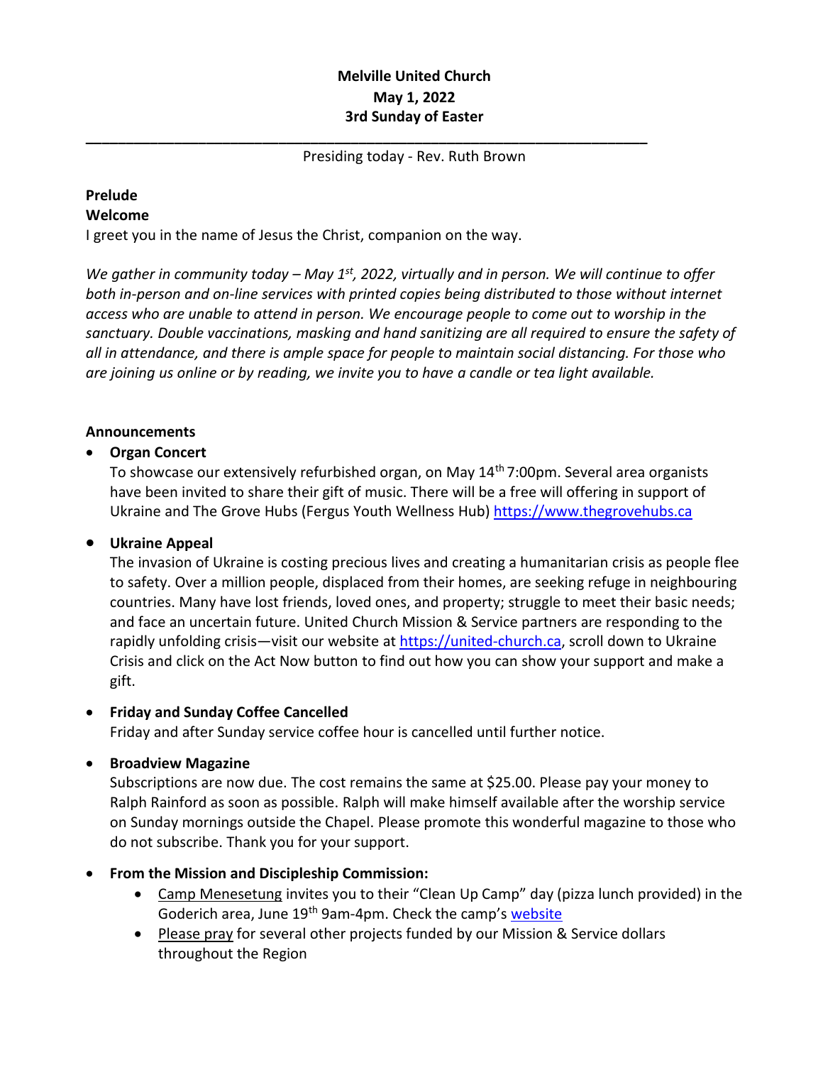**Melville United Church**
**May 1, 2022**
**3rd Sunday of Easter**

---

Presiding today - Rev. Ruth Brown

**Prelude**

**Welcome**

I greet you in the name of Jesus the Christ, companion on the way.

*We gather in community today – May 1st, 2022, virtually and in person. We will continue to offer both in-person and on-line services with printed copies being distributed to those without internet access who are unable to attend in person. We encourage people to come out to worship in the sanctuary. Double vaccinations, masking and hand sanitizing are all required to ensure the safety of all in attendance, and there is ample space for people to maintain social distancing. For those who are joining us online or by reading, we invite you to have a candle or tea light available.*

**Announcements**

- **Organ Concert**
  To showcase our extensively refurbished organ, on May 14th 7:00pm. Several area organists have been invited to share their gift of music. There will be a free will offering in support of Ukraine and The Grove Hubs (Fergus Youth Wellness Hub) https://www.thegrovehubs.ca

- **Ukraine Appeal**
  The invasion of Ukraine is costing precious lives and creating a humanitarian crisis as people flee to safety. Over a million people, displaced from their homes, are seeking refuge in neighbouring countries. Many have lost friends, loved ones, and property; struggle to meet their basic needs; and face an uncertain future. United Church Mission & Service partners are responding to the rapidly unfolding crisis—visit our website at https://united-church.ca, scroll down to Ukraine Crisis and click on the Act Now button to find out how you can show your support and make a gift.

- **Friday and Sunday Coffee Cancelled**
  Friday and after Sunday service coffee hour is cancelled until further notice.

- **Broadview Magazine**
  Subscriptions are now due. The cost remains the same at $25.00. Please pay your money to Ralph Rainford as soon as possible. Ralph will make himself available after the worship service on Sunday mornings outside the Chapel. Please promote this wonderful magazine to those who do not subscribe. Thank you for your support.

- **From the Mission and Discipleship Commission:**
  - Camp Menesetung invites you to their "Clean Up Camp" day (pizza lunch provided) in the Goderich area, June 19th 9am-4pm. Check the camp's website
  - Please pray for several other projects funded by our Mission & Service dollars throughout the Region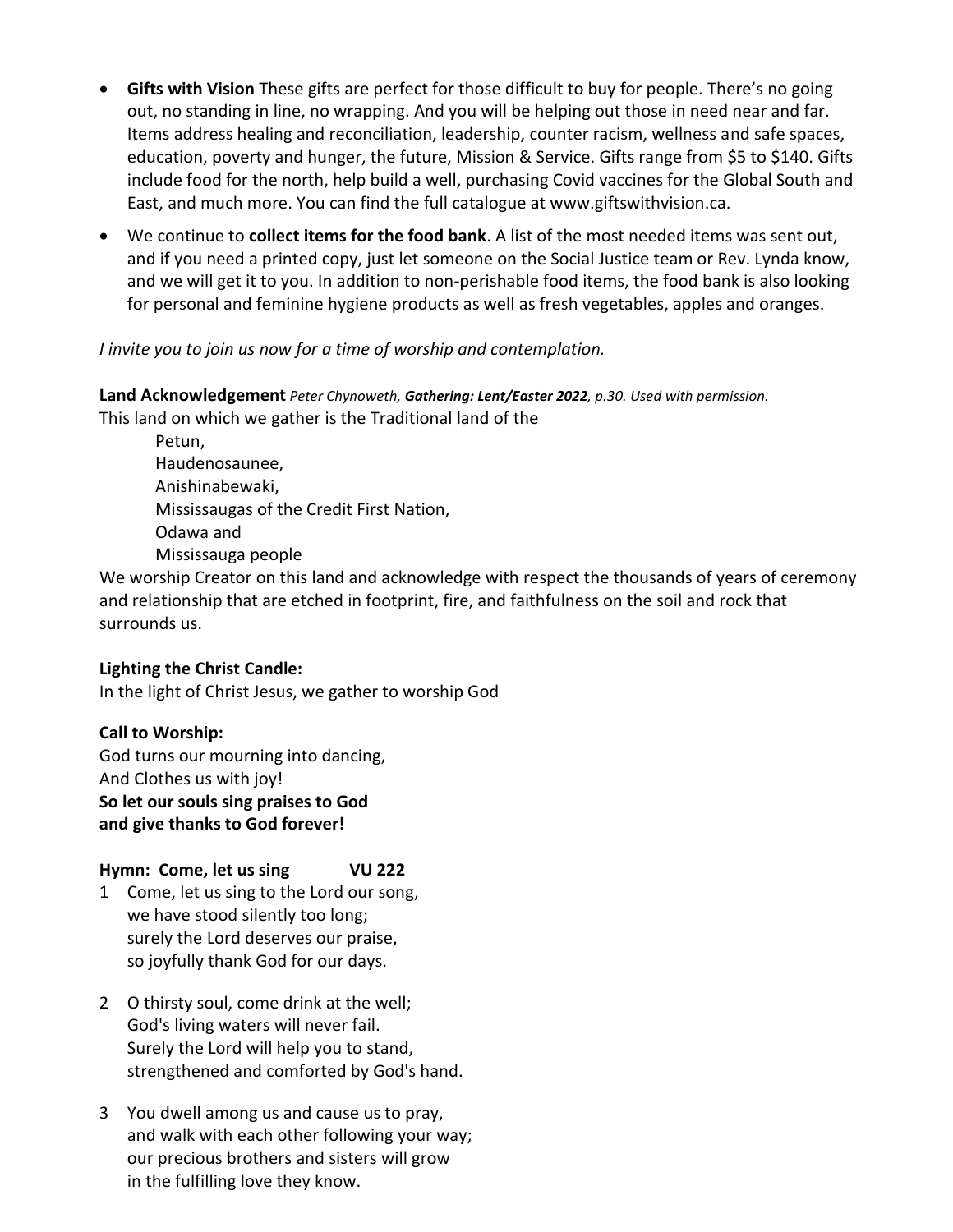- **Gifts with Vision** These gifts are perfect for those difficult to buy for people. There's no going out, no standing in line, no wrapping. And you will be helping out those in need near and far. Items address healing and reconciliation, leadership, counter racism, wellness and safe spaces, education, poverty and hunger, the future, Mission & Service. Gifts range from $5 to $140. Gifts include food for the north, help build a well, purchasing Covid vaccines for the Global South and East, and much more. You can find the full catalogue at www.giftswithvision.ca.
- We continue to **collect items for the food bank**. A list of the most needed items was sent out, and if you need a printed copy, just let someone on the Social Justice team or Rev. Lynda know, and we will get it to you. In addition to non-perishable food items, the food bank is also looking for personal and feminine hygiene products as well as fresh vegetables, apples and oranges.

*I invite you to join us now for a time of worship and contemplation.*

**Land Acknowledgement** *Peter Chynoweth, **Gathering: Lent/Easter 2022**, p.30. Used with permission.*

This land on which we gather is the Traditional land of the

Petun,
Haudenosaunee,
Anishinabewaki,
Mississaugas of the Credit First Nation,
Odawa and
Mississauga people

We worship Creator on this land and acknowledge with respect the thousands of years of ceremony and relationship that are etched in footprint, fire, and faithfulness on the soil and rock that surrounds us.

**Lighting the Christ Candle:**

In the light of Christ Jesus, we gather to worship God

**Call to Worship:**

God turns our mourning into dancing,
And Clothes us with joy!
**So let our souls sing praises to God**
**and give thanks to God forever!**

**Hymn: Come, let us sing VU 222**

1 Come, let us sing to the Lord our song,
we have stood silently too long;
surely the Lord deserves our praise,
so joyfully thank God for our days.

2 O thirsty soul, come drink at the well;
God's living waters will never fail.
Surely the Lord will help you to stand,
strengthened and comforted by God's hand.

3 You dwell among us and cause us to pray,
and walk with each other following your way;
our precious brothers and sisters will grow
in the fulfilling love they know.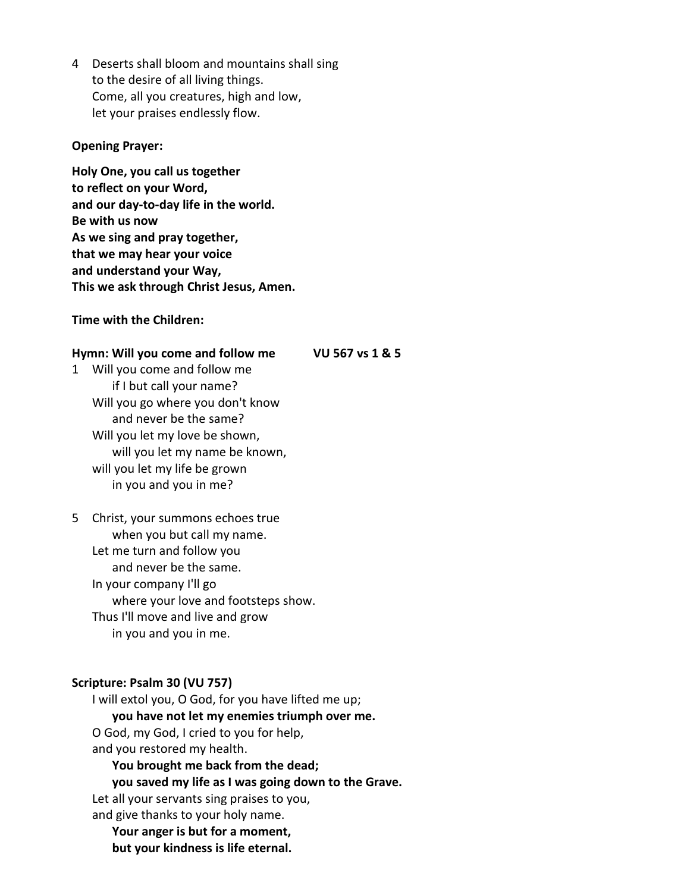4 Deserts shall bloom and mountains shall sing
  to the desire of all living things.
  Come, all you creatures, high and low,
  let your praises endlessly flow.

**Opening Prayer:**

**Holy One, you call us together**
**to reflect on your Word,**
**and our day-to-day life in the world.**
**Be with us now**
**As we sing and pray together,**
**that we may hear your voice**
**and understand your Way,**
**This we ask through Christ Jesus, Amen.**

**Time with the Children:**

**Hymn: Will you come and follow me VU 567 vs 1 & 5**

1 Will you come and follow me
    if I but call your name?
  Will you go where you don't know
    and never be the same?
  Will you let my love be shown,
    will you let my name be known,
  will you let my life be grown
    in you and you in me?

5 Christ, your summons echoes true
    when you but call my name.
  Let me turn and follow you
    and never be the same.
  In your company I'll go
    where your love and footsteps show.
  Thus I'll move and live and grow
    in you and you in me.

**Scripture: Psalm 30 (VU 757)**

I will extol you, O God, for you have lifted me up;
  **you have not let my enemies triumph over me.**
O God, my God, I cried to you for help,
and you restored my health.
  **You brought me back from the dead;**
  **you saved my life as I was going down to the Grave.**
Let all your servants sing praises to you,
and give thanks to your holy name.
  **Your anger is but for a moment,**
  **but your kindness is life eternal.**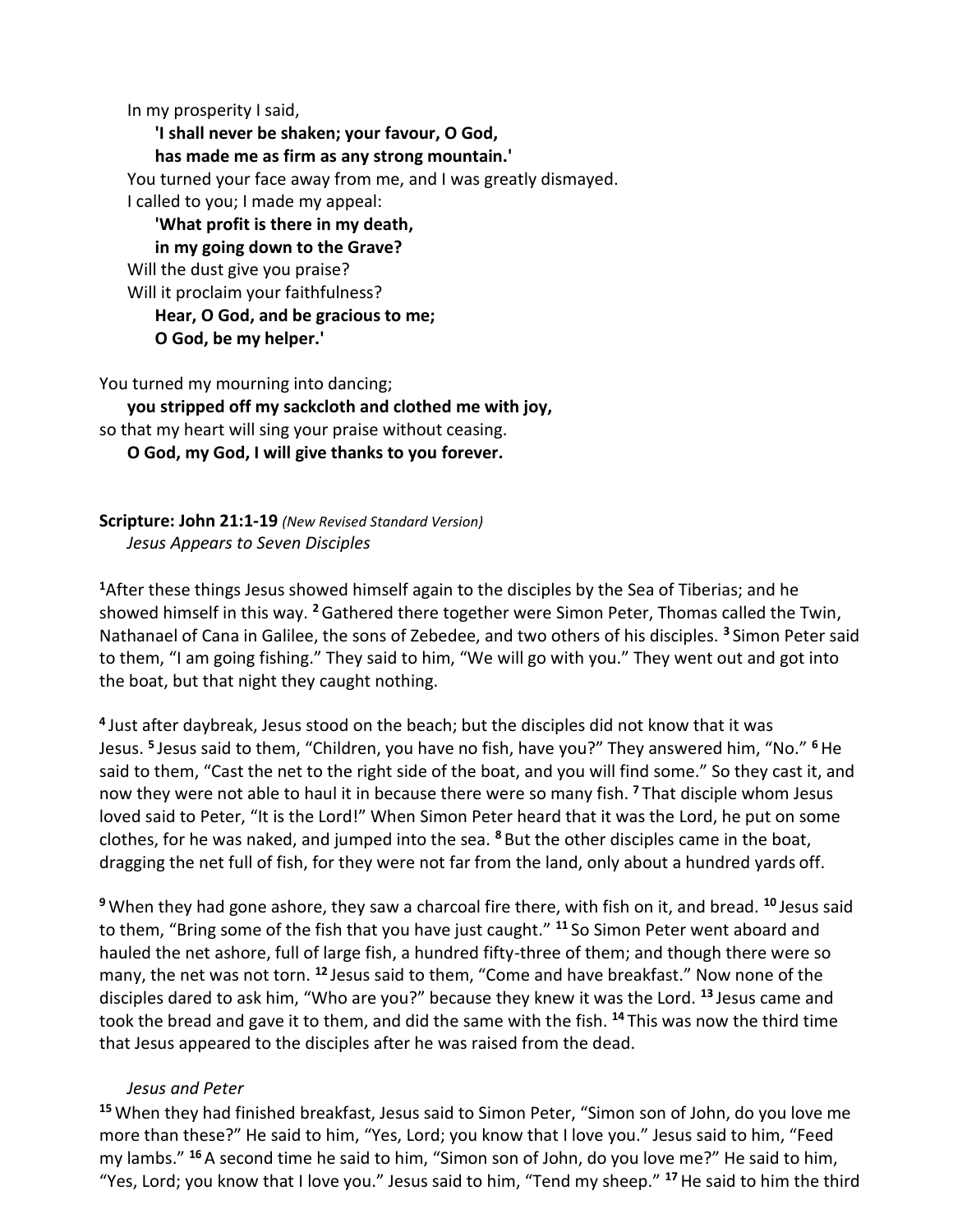In my prosperity I said,

**'I shall never be shaken; your favour, O God,**
**has made me as firm as any strong mountain.'**

You turned your face away from me, and I was greatly dismayed.
I called to you; I made my appeal:

**'What profit is there in my death,**
**in my going down to the Grave?**

Will the dust give you praise?
Will it proclaim your faithfulness?

**Hear, O God, and be gracious to me;**
**O God, be my helper.'**

You turned my mourning into dancing;
**you stripped off my sackcloth and clothed me with joy,**
so that my heart will sing your praise without ceasing.
**O God, my God, I will give thanks to you forever.**

**Scripture: John 21:1-19** *(New Revised Standard Version)*
*Jesus Appears to Seven Disciples*

**1**After these things Jesus showed himself again to the disciples by the Sea of Tiberias; and he showed himself in this way. **2** Gathered there together were Simon Peter, Thomas called the Twin, Nathanael of Cana in Galilee, the sons of Zebedee, and two others of his disciples. **3** Simon Peter said to them, "I am going fishing." They said to him, "We will go with you." They went out and got into the boat, but that night they caught nothing.

**4** Just after daybreak, Jesus stood on the beach; but the disciples did not know that it was Jesus. **5** Jesus said to them, "Children, you have no fish, have you?" They answered him, "No." **6** He said to them, "Cast the net to the right side of the boat, and you will find some." So they cast it, and now they were not able to haul it in because there were so many fish. **7** That disciple whom Jesus loved said to Peter, "It is the Lord!" When Simon Peter heard that it was the Lord, he put on some clothes, for he was naked, and jumped into the sea. **8** But the other disciples came in the boat, dragging the net full of fish, for they were not far from the land, only about a hundred yards off.

**9** When they had gone ashore, they saw a charcoal fire there, with fish on it, and bread. **10** Jesus said to them, "Bring some of the fish that you have just caught." **11** So Simon Peter went aboard and hauled the net ashore, full of large fish, a hundred fifty-three of them; and though there were so many, the net was not torn. **12** Jesus said to them, "Come and have breakfast." Now none of the disciples dared to ask him, "Who are you?" because they knew it was the Lord. **13** Jesus came and took the bread and gave it to them, and did the same with the fish. **14** This was now the third time that Jesus appeared to the disciples after he was raised from the dead.

*Jesus and Peter*

**15** When they had finished breakfast, Jesus said to Simon Peter, "Simon son of John, do you love me more than these?" He said to him, "Yes, Lord; you know that I love you." Jesus said to him, "Feed my lambs." **16** A second time he said to him, "Simon son of John, do you love me?" He said to him, "Yes, Lord; you know that I love you." Jesus said to him, "Tend my sheep." **17** He said to him the third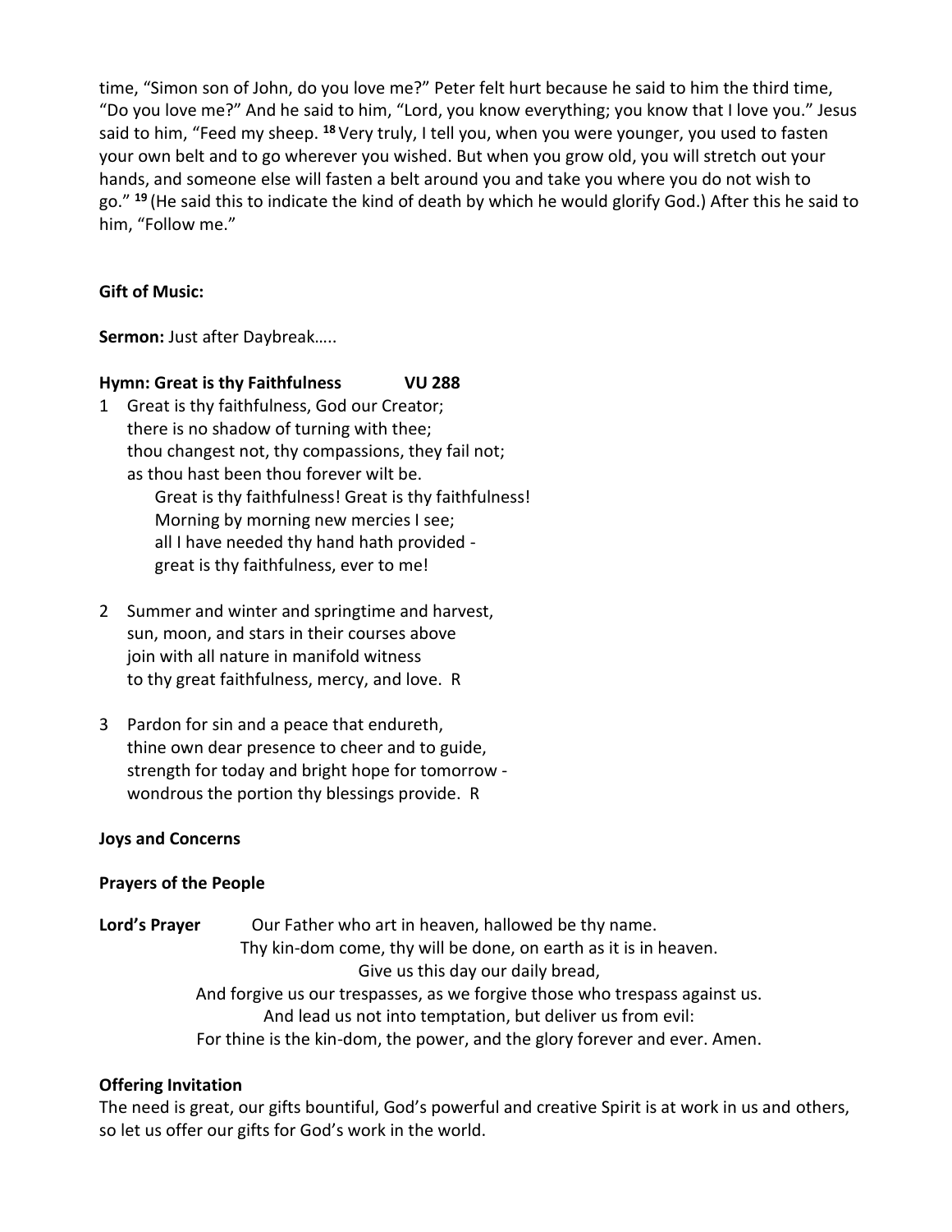time, "Simon son of John, do you love me?" Peter felt hurt because he said to him the third time, "Do you love me?" And he said to him, "Lord, you know everything; you know that I love you." Jesus said to him, "Feed my sheep. [18] Very truly, I tell you, when you were younger, you used to fasten your own belt and to go wherever you wished. But when you grow old, you will stretch out your hands, and someone else will fasten a belt around you and take you where you do not wish to go." [19] (He said this to indicate the kind of death by which he would glorify God.) After this he said to him, "Follow me."

**Gift of Music:**

**Sermon:** Just after Daybreak…..

**Hymn: Great is thy Faithfulness VU 288**

1 Great is thy faithfulness, God our Creator;
there is no shadow of turning with thee;
thou changest not, thy compassions, they fail not;
as thou hast been thou forever wilt be.
Great is thy faithfulness! Great is thy faithfulness!
Morning by morning new mercies I see;
all I have needed thy hand hath provided -
great is thy faithfulness, ever to me!

2 Summer and winter and springtime and harvest,
sun, moon, and stars in their courses above
join with all nature in manifold witness
to thy great faithfulness, mercy, and love. R

3 Pardon for sin and a peace that endureth,
thine own dear presence to cheer and to guide,
strength for today and bright hope for tomorrow -
wondrous the portion thy blessings provide. R

**Joys and Concerns**

**Prayers of the People**

**Lord's Prayer** Our Father who art in heaven, hallowed be thy name.
Thy kin-dom come, thy will be done, on earth as it is in heaven.
Give us this day our daily bread,
And forgive us our trespasses, as we forgive those who trespass against us.
And lead us not into temptation, but deliver us from evil:
For thine is the kin-dom, the power, and the glory forever and ever. Amen.

**Offering Invitation**

The need is great, our gifts bountiful, God's powerful and creative Spirit is at work in us and others, so let us offer our gifts for God's work in the world.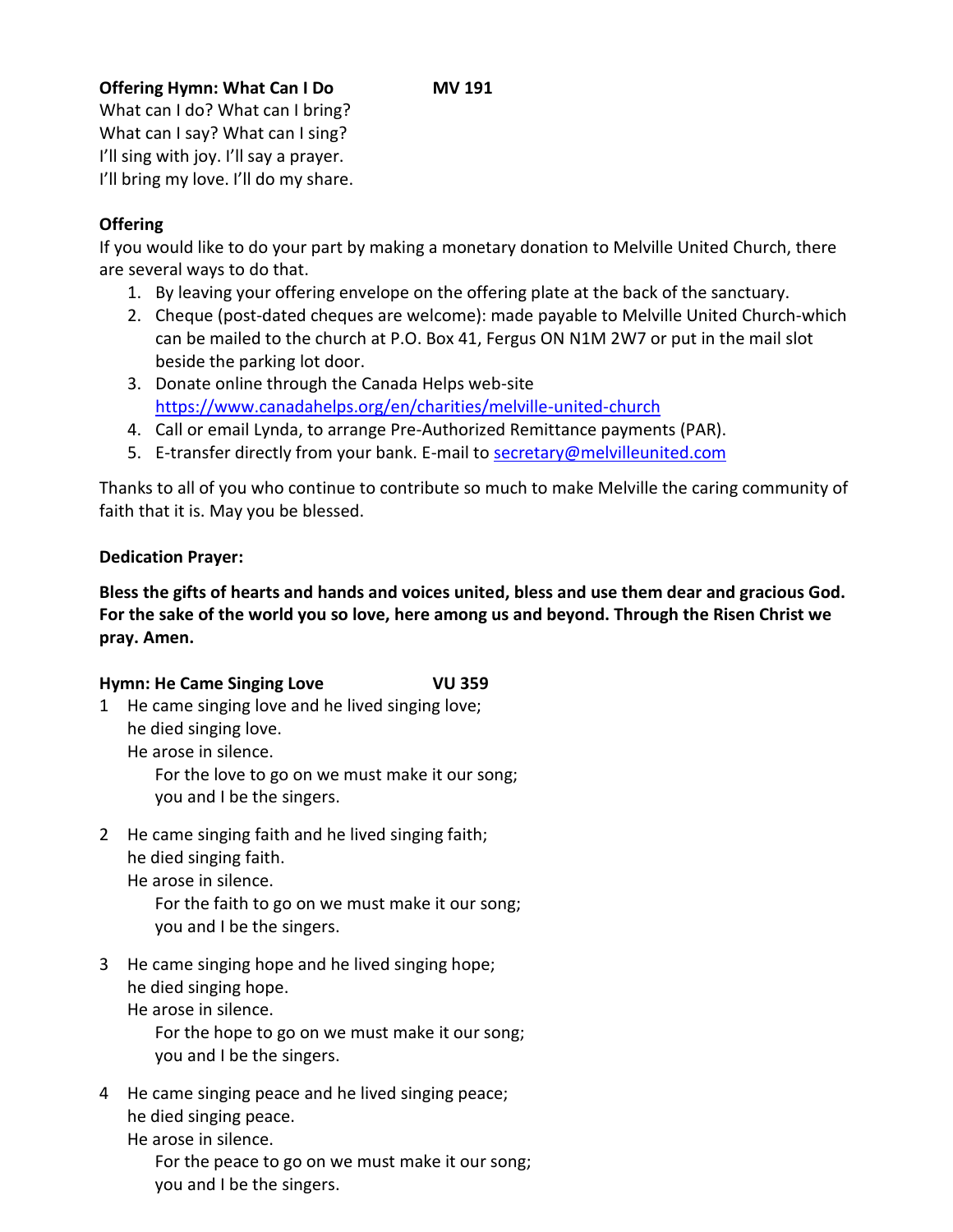**Offering Hymn: What Can I Do MV 191**

What can I do? What can I bring?
What can I say? What can I sing?
I'll sing with joy. I'll say a prayer.
I'll bring my love. I'll do my share.

**Offering**

If you would like to do your part by making a monetary donation to Melville United Church, there are several ways to do that.

1. By leaving your offering envelope on the offering plate at the back of the sanctuary.
2. Cheque (post-dated cheques are welcome): made payable to Melville United Church-which can be mailed to the church at P.O. Box 41, Fergus ON N1M 2W7 or put in the mail slot beside the parking lot door.
3. Donate online through the Canada Helps web-site https://www.canadahelps.org/en/charities/melville-united-church
4. Call or email Lynda, to arrange Pre-Authorized Remittance payments (PAR).
5. E-transfer directly from your bank. E-mail to secretary@melvilleunited.com

Thanks to all of you who continue to contribute so much to make Melville the caring community of faith that it is. May you be blessed.

**Dedication Prayer:**

**Bless the gifts of hearts and hands and voices united, bless and use them dear and gracious God. For the sake of the world you so love, here among us and beyond. Through the Risen Christ we pray. Amen.**

**Hymn: He Came Singing Love VU 359**

1 He came singing love and he lived singing love;
he died singing love.
He arose in silence.
For the love to go on we must make it our song;
you and I be the singers.

2 He came singing faith and he lived singing faith;
he died singing faith.
He arose in silence.
For the faith to go on we must make it our song;
you and I be the singers.

3 He came singing hope and he lived singing hope;
he died singing hope.
He arose in silence.
For the hope to go on we must make it our song;
you and I be the singers.

4 He came singing peace and he lived singing peace;
he died singing peace.
He arose in silence.
For the peace to go on we must make it our song;
you and I be the singers.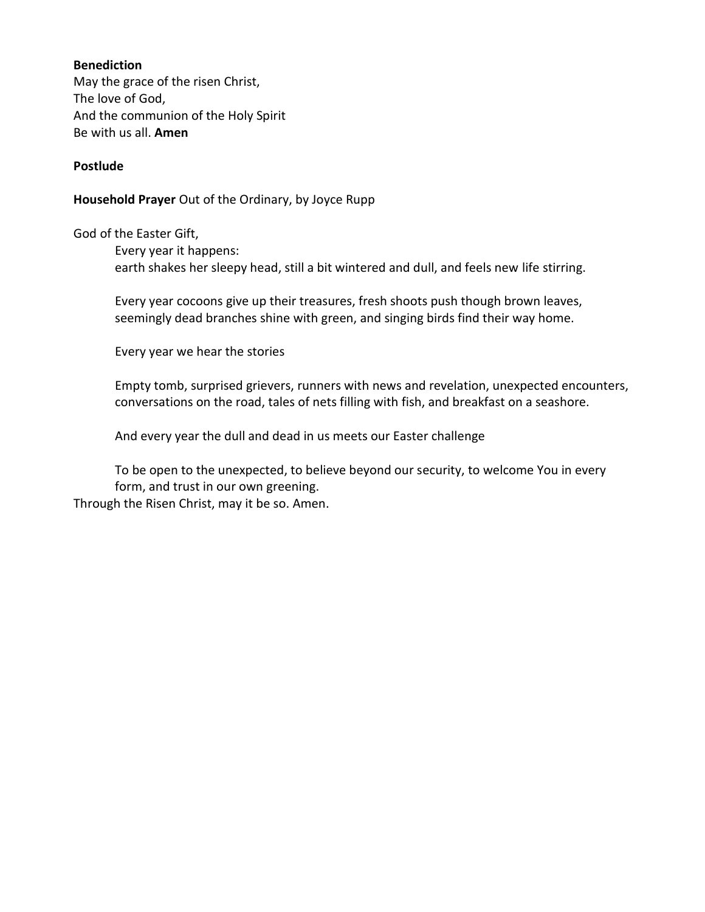**Benediction**
May the grace of the risen Christ,
The love of God,
And the communion of the Holy Spirit
Be with us all. **Amen**

**Postlude**

**Household Prayer** Out of the Ordinary, by Joyce Rupp

God of the Easter Gift,

Every year it happens:
earth shakes her sleepy head, still a bit wintered and dull, and feels new life stirring.

Every year cocoons give up their treasures, fresh shoots push though brown leaves, seemingly dead branches shine with green, and singing birds find their way home.

Every year we hear the stories

Empty tomb, surprised grievers, runners with news and revelation, unexpected encounters, conversations on the road, tales of nets filling with fish, and breakfast on a seashore.

And every year the dull and dead in us meets our Easter challenge

To be open to the unexpected, to believe beyond our security, to welcome You in every form, and trust in our own greening.

Through the Risen Christ, may it be so. Amen.